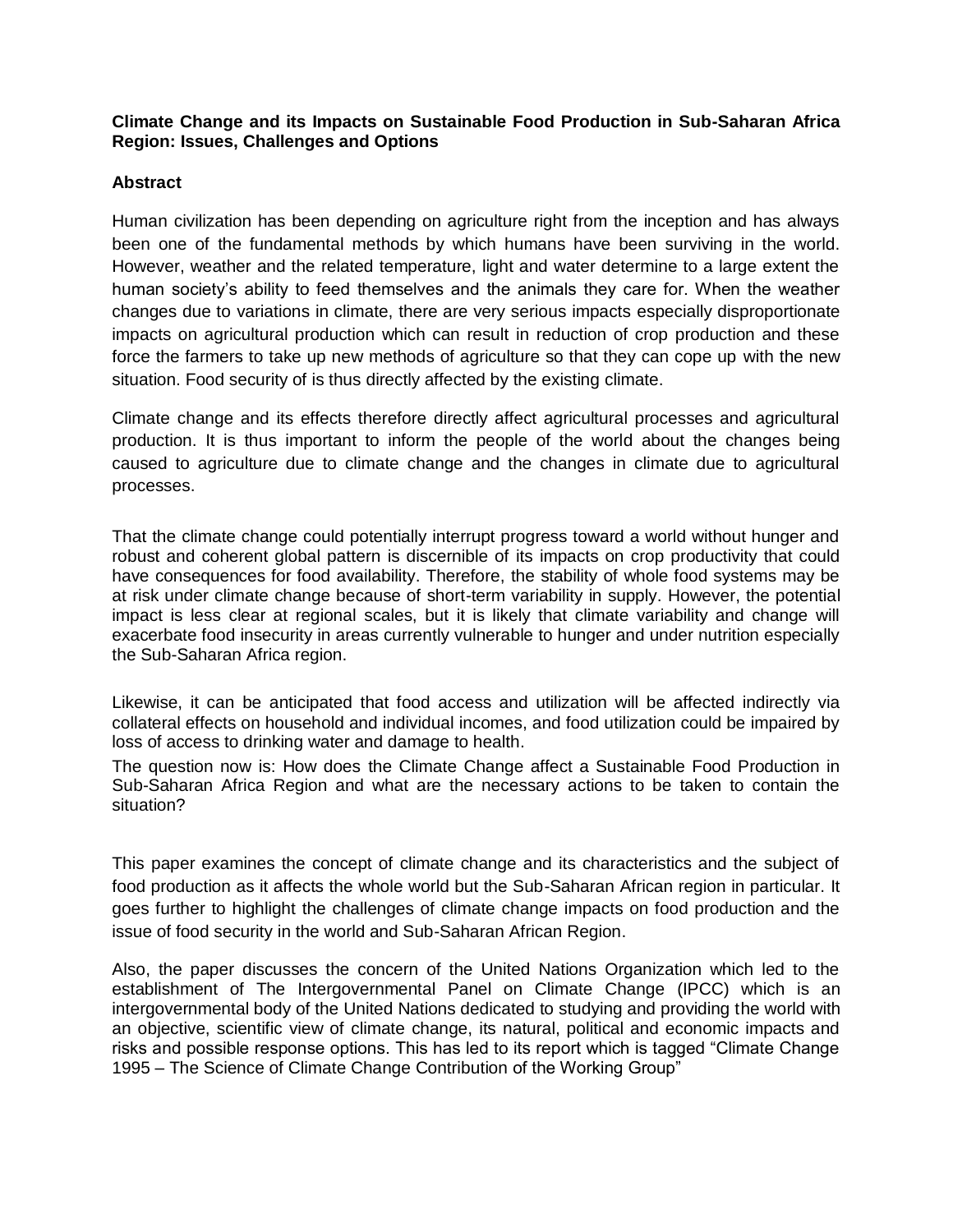**Climate Change and its Impacts on Sustainable Food Production in Sub-Saharan Africa Region: Issues, Challenges and Options**

## Abstract

Human civilization has been depending on agriculture right from the inception and has always been one of the fundamental methods by which humans have been surviving in the world. However, weather and the related temperature, light and water determine to a large extent the human society's ability to feed themselves and the animals they care for. When the weather changes due to variations in climate, there are very serious impacts especially disproportionate impacts on agricultural production which can result in reduction of crop production and these force the farmers to take up new methods of agriculture so that they can cope up with the new situation. Food security of is thus directly affected by the existing climate.

Climate change and its effects therefore directly affect agricultural processes and agricultural production. It is thus important to inform the people of the world about the changes being caused to agriculture due to climate change and the changes in climate due to agricultural processes.

That the climate change could potentially interrupt progress toward a world without hunger and robust and coherent global pattern is discernible of its impacts on crop productivity that could have consequences for food availability. Therefore, the stability of whole food systems may be at risk under climate change because of short-term variability in supply. However, the potential impact is less clear at regional scales, but it is likely that climate variability and change will exacerbate food insecurity in areas currently vulnerable to hunger and under nutrition especially the Sub-Saharan Africa region.

Likewise, it can be anticipated that food access and utilization will be affected indirectly via collateral effects on household and individual incomes, and food utilization could be impaired by loss of access to drinking water and damage to health.

The question now is: How does the Climate Change affect a Sustainable Food Production in Sub-Saharan Africa Region and what are the necessary actions to be taken to contain the situation?

This paper examines the concept of climate change and its characteristics and the subject of food production as it affects the whole world but the Sub-Saharan African region in particular. It goes further to highlight the challenges of climate change impacts on food production and the issue of food security in the world and Sub-Saharan African Region.

Also, the paper discusses the concern of the United Nations Organization which led to the establishment of The Intergovernmental Panel on Climate Change (IPCC) which is an intergovernmental body of the United Nations dedicated to studying and providing the world with an objective, scientific view of climate change, its natural, political and economic impacts and risks and possible response options. This has led to its report which is tagged "Climate Change 1995 – The Science of Climate Change Contribution of the Working Group"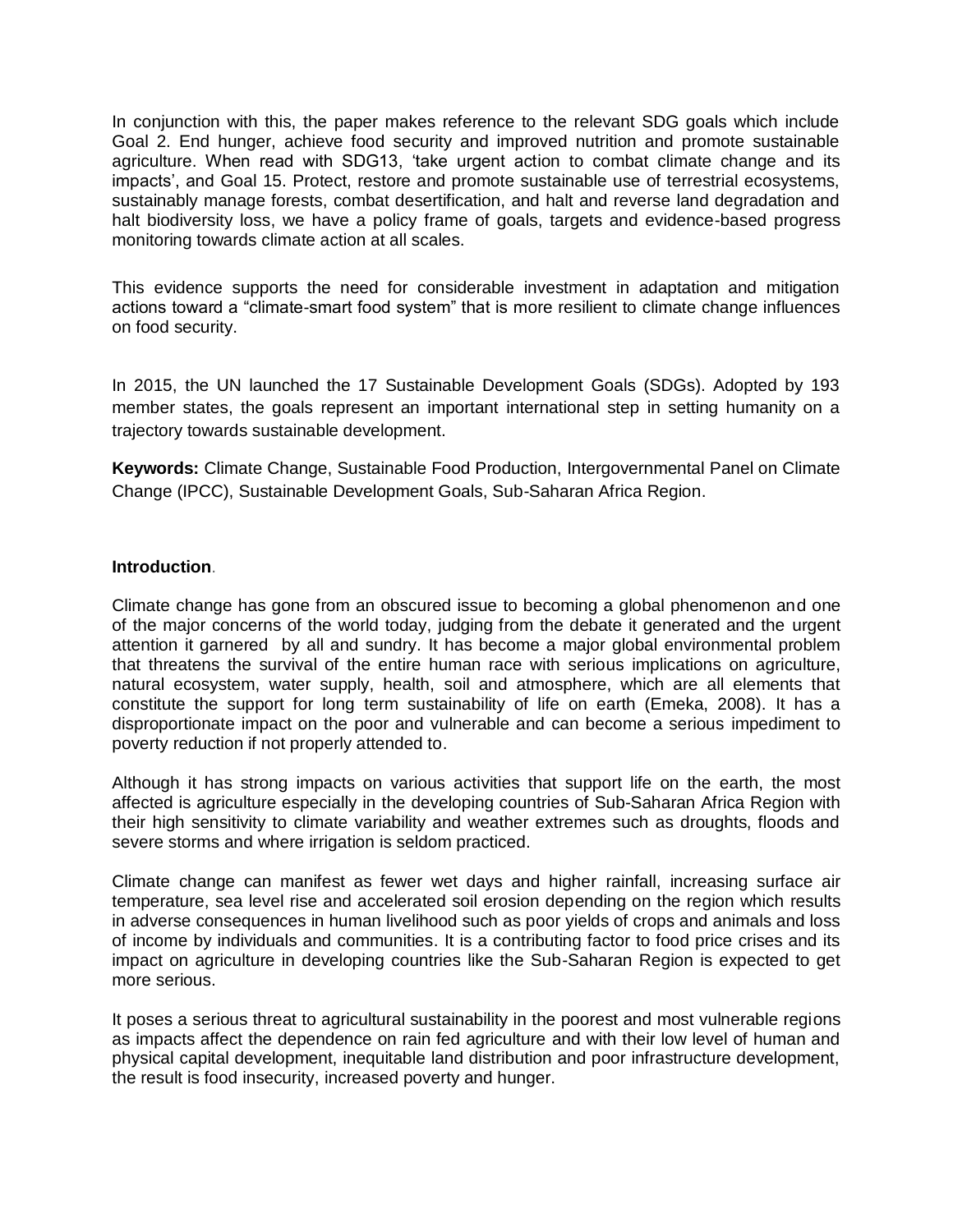In conjunction with this, the paper makes reference to the relevant SDG goals which include Goal 2. End hunger, achieve food security and improved nutrition and promote sustainable agriculture. When read with SDG13, 'take urgent action to combat climate change and its impacts', and Goal 15. Protect, restore and promote sustainable use of terrestrial ecosystems, sustainably manage forests, combat desertification, and halt and reverse land degradation and halt biodiversity loss, we have a policy frame of goals, targets and evidence-based progress monitoring towards climate action at all scales.

This evidence supports the need for considerable investment in adaptation and mitigation actions toward a "climate-smart food system" that is more resilient to climate change influences on food security.

In 2015, the UN launched the 17 Sustainable Development Goals (SDGs). Adopted by 193 member states, the goals represent an important international step in setting humanity on a trajectory towards sustainable development.

**Keywords:** Climate Change, Sustainable Food Production, Intergovernmental Panel on Climate Change (IPCC), Sustainable Development Goals, Sub-Saharan Africa Region.

## Introduction.

Climate change has gone from an obscured issue to becoming a global phenomenon and one of the major concerns of the world today, judging from the debate it generated and the urgent attention it garnered by all and sundry. It has become a major global environmental problem that threatens the survival of the entire human race with serious implications on agriculture, natural ecosystem, water supply, health, soil and atmosphere, which are all elements that constitute the support for long term sustainability of life on earth (Emeka, 2008). It has a disproportionate impact on the poor and vulnerable and can become a serious impediment to poverty reduction if not properly attended to.

Although it has strong impacts on various activities that support life on the earth, the most affected is agriculture especially in the developing countries of Sub-Saharan Africa Region with their high sensitivity to climate variability and weather extremes such as droughts, floods and severe storms and where irrigation is seldom practiced.

Climate change can manifest as fewer wet days and higher rainfall, increasing surface air temperature, sea level rise and accelerated soil erosion depending on the region which results in adverse consequences in human livelihood such as poor yields of crops and animals and loss of income by individuals and communities. It is a contributing factor to food price crises and its impact on agriculture in developing countries like the Sub-Saharan Region is expected to get more serious.

It poses a serious threat to agricultural sustainability in the poorest and most vulnerable regions as impacts affect the dependence on rain fed agriculture and with their low level of human and physical capital development, inequitable land distribution and poor infrastructure development, the result is food insecurity, increased poverty and hunger.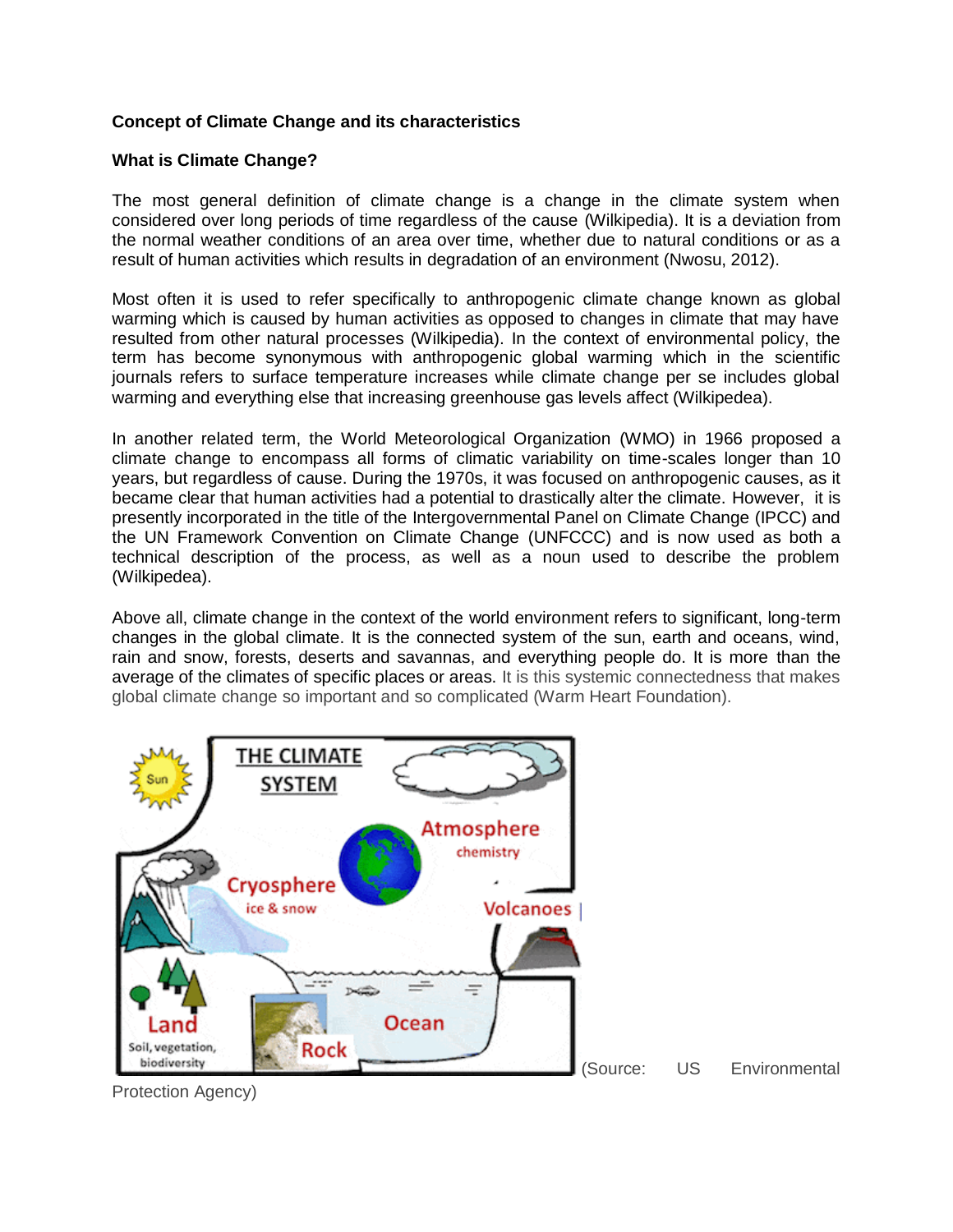**Concept of Climate Change and its characteristics**

**What is Climate Change?**

The most general definition of climate change is a change in the climate system when considered over long periods of time regardless of the cause (Wilkipedia). It is a deviation from the normal weather conditions of an area over time, whether due to natural conditions or as a result of human activities which results in degradation of an environment (Nwosu, 2012).

Most often it is used to refer specifically to anthropogenic climate change known as global warming which is caused by human activities as opposed to changes in climate that may have resulted from other natural processes (Wilkipedia). In the context of environmental policy, the term has become synonymous with anthropogenic global warming which in the scientific journals refers to surface temperature increases while climate change per se includes global warming and everything else that increasing greenhouse gas levels affect (Wilkipedea).

In another related term, the World Meteorological Organization (WMO) in 1966 proposed a climate change to encompass all forms of climatic variability on time-scales longer than 10 years, but regardless of cause. During the 1970s, it was focused on anthropogenic causes, as it became clear that human activities had a potential to drastically alter the climate. However, it is presently incorporated in the title of the Intergovernmental Panel on Climate Change (IPCC) and the UN Framework Convention on Climate Change (UNFCCC) and is now used as both a technical description of the process, as well as a noun used to describe the problem (Wilkipedea).

Above all, climate change in the context of the world environment refers to significant, long-term changes in the global climate. It is the connected system of the sun, earth and oceans, wind, rain and snow, forests, deserts and savannas, and everything people do. It is more than the average of the climates of specific places or areas. It is this systemic connectedness that makes global climate change so important and so complicated (Warm Heart Foundation).

THE CLIMATE SYSTEM

Sun, Atmosphere (chemistry), Cryosphere (ice & snow), Volcanoes, Land (Soil, vegetation, biodiversity), Rock, Ocean

(Source: US Environmental Protection Agency)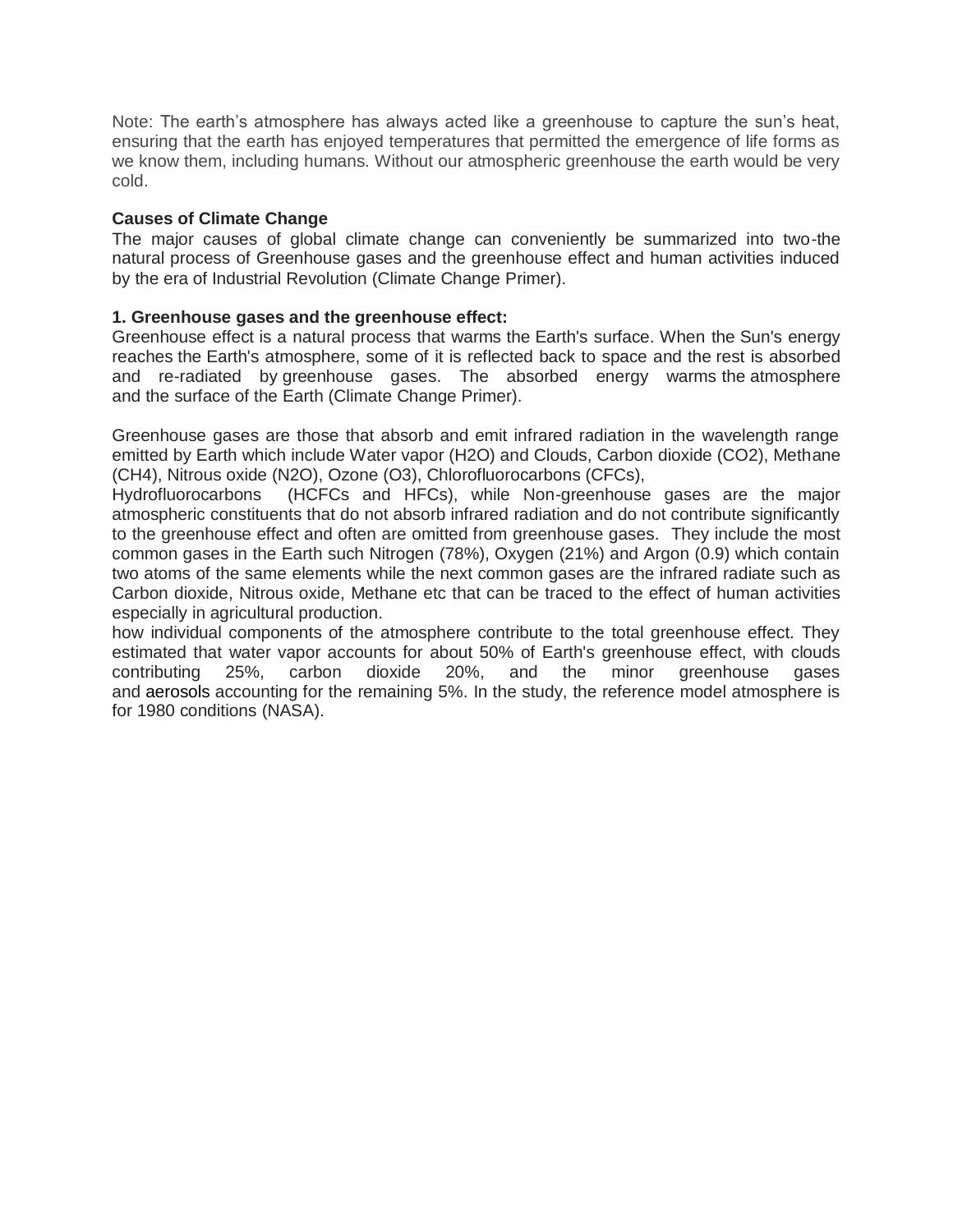Note: The earth's atmosphere has always acted like a greenhouse to capture the sun's heat, ensuring that the earth has enjoyed temperatures that permitted the emergence of life forms as we know them, including humans. Without our atmospheric greenhouse the earth would be very cold.

**Causes of Climate Change**

The major causes of global climate change can conveniently be summarized into two-the natural process of Greenhouse gases and the greenhouse effect and human activities induced by the era of Industrial Revolution (Climate Change Primer).

**1. Greenhouse gases and the greenhouse effect:**

Greenhouse effect is a natural process that warms the Earth's surface. When the Sun's energy reaches the Earth's atmosphere, some of it is reflected back to space and the rest is absorbed and re-radiated by greenhouse gases. The absorbed energy warms the atmosphere and the surface of the Earth (Climate Change Primer).

Greenhouse gases are those that absorb and emit infrared radiation in the wavelength range emitted by Earth which include Water vapor ($H_2O$) and Clouds, Carbon dioxide ($CO_2$), Methane ($CH_4$), Nitrous oxide ($N_2O$), Ozone ($O_3$), Chlorofluorocarbons (CFCs), Hydrofluorocarbons (HCFCs and HFCs), while Non-greenhouse gases are the major atmospheric constituents that do not absorb infrared radiation and do not contribute significantly to the greenhouse effect and often are omitted from greenhouse gases. They include the most common gases in the Earth such Nitrogen (78%), Oxygen (21%) and Argon (0.9) which contain two atoms of the same elements while the next common gases are the infrared radiate such as Carbon dioxide, Nitrous oxide, Methane etc that can be traced to the effect of human activities especially in agricultural production.

how individual components of the atmosphere contribute to the total greenhouse effect. They estimated that water vapor accounts for about 50% of Earth's greenhouse effect, with clouds contributing 25%, carbon dioxide 20%, and the minor greenhouse gases and aerosols accounting for the remaining 5%. In the study, the reference model atmosphere is for 1980 conditions (NASA).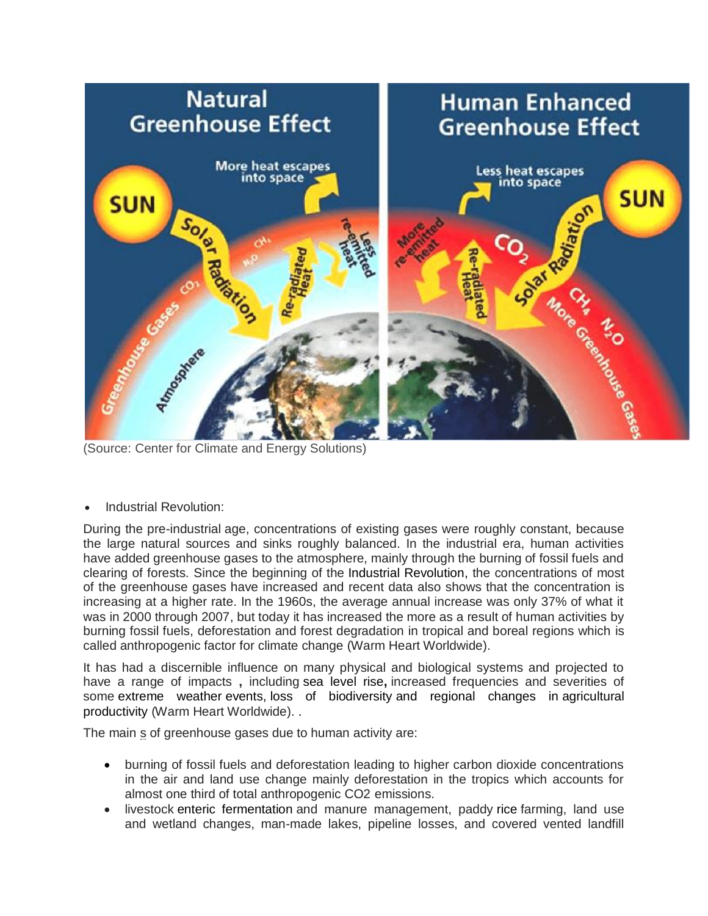(Source: Center for Climate and Energy Solutions)

- Industrial Revolution:

During the pre-industrial age, concentrations of existing gases were roughly constant, because the large natural sources and sinks roughly balanced. In the industrial era, human activities have added greenhouse gases to the atmosphere, mainly through the burning of fossil fuels and clearing of forests. Since the beginning of the Industrial Revolution, the concentrations of most of the greenhouse gases have increased and recent data also shows that the concentration is increasing at a higher rate. In the 1960s, the average annual increase was only 37% of what it was in 2000 through 2007, but today it has increased the more as a result of human activities by burning fossil fuels, deforestation and forest degradation in tropical and boreal regions which is called anthropogenic factor for climate change (Warm Heart Worldwide).

It has had a discernible influence on many physical and biological systems and projected to have a range of impacts , including sea level rise, increased frequencies and severities of some extreme weather events, loss of biodiversity and regional changes in agricultural productivity (Warm Heart Worldwide). .

The main s of greenhouse gases due to human activity are:

- burning of fossil fuels and deforestation leading to higher carbon dioxide concentrations in the air and land use change mainly deforestation in the tropics which accounts for almost one third of total anthropogenic CO2 emissions.
- livestock enteric fermentation and manure management, paddy rice farming, land use and wetland changes, man-made lakes, pipeline losses, and covered vented landfill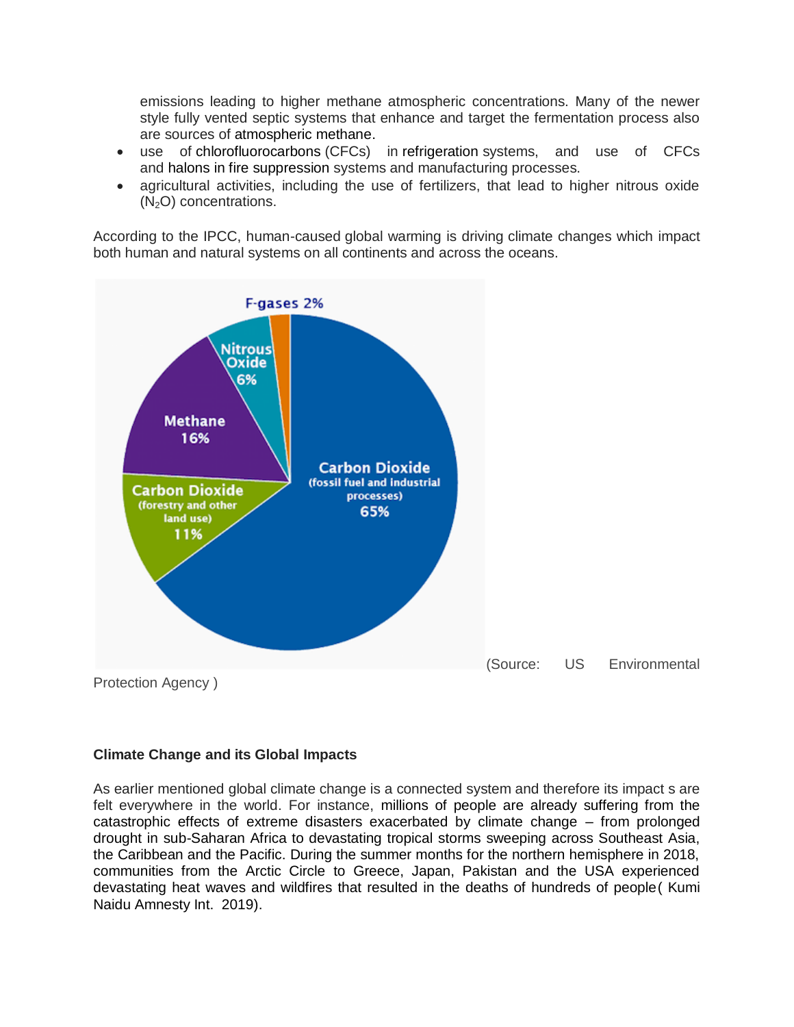emissions leading to higher methane atmospheric concentrations. Many of the newer style fully vented septic systems that enhance and target the fermentation process also are sources of atmospheric methane.

- use of chlorofluorocarbons (CFCs) in refrigeration systems, and use of CFCs and halons in fire suppression systems and manufacturing processes.
- agricultural activities, including the use of fertilizers, that lead to higher nitrous oxide ($N_2O$) concentrations.

According to the IPCC, human-caused global warming is driving climate changes which impact both human and natural systems on all continents and across the oceans.

F-gases 2%
Nitrous Oxide 6%
Methane 16%
Carbon Dioxide (fossil fuel and industrial processes) 65%
Carbon Dioxide (forestry and other land use) 11%

(Source: US Environmental Protection Agency )

**Climate Change and its Global Impacts**

As earlier mentioned global climate change is a connected system and therefore its impact s are felt everywhere in the world. For instance, millions of people are already suffering from the catastrophic effects of extreme disasters exacerbated by climate change – from prolonged drought in sub-Saharan Africa to devastating tropical storms sweeping across Southeast Asia, the Caribbean and the Pacific. During the summer months for the northern hemisphere in 2018, communities from the Arctic Circle to Greece, Japan, Pakistan and the USA experienced devastating heat waves and wildfires that resulted in the deaths of hundreds of people( Kumi Naidu Amnesty Int. 2019).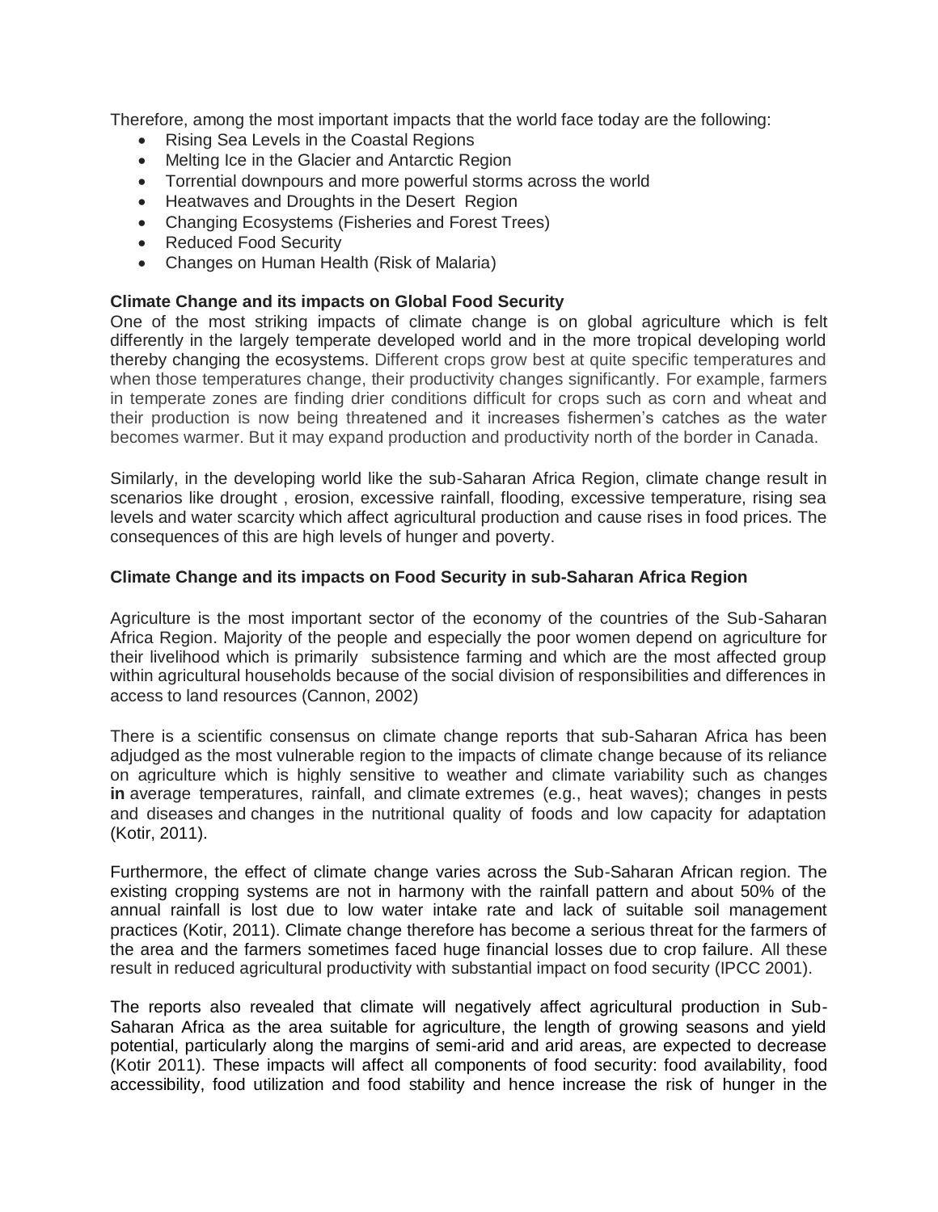Therefore, among the most important impacts that the world face today are the following:

- Rising Sea Levels in the Coastal Regions
- Melting Ice in the Glacier and Antarctic Region
- Torrential downpours and more powerful storms across the world
- Heatwaves and Droughts in the Desert Region
- Changing Ecosystems (Fisheries and Forest Trees)
- Reduced Food Security
- Changes on Human Health (Risk of Malaria)

**Climate Change and its impacts on Global Food Security**

One of the most striking impacts of climate change is on global agriculture which is felt differently in the largely temperate developed world and in the more tropical developing world thereby changing the ecosystems. Different crops grow best at quite specific temperatures and when those temperatures change, their productivity changes significantly. For example, farmers in temperate zones are finding drier conditions difficult for crops such as corn and wheat and their production is now being threatened and it increases fishermen's catches as the water becomes warmer. But it may expand production and productivity north of the border in Canada.

Similarly, in the developing world like the sub-Saharan Africa Region, climate change result in scenarios like drought , erosion, excessive rainfall, flooding, excessive temperature, rising sea levels and water scarcity which affect agricultural production and cause rises in food prices. The consequences of this are high levels of hunger and poverty.

**Climate Change and its impacts on Food Security in sub-Saharan Africa Region**

Agriculture is the most important sector of the economy of the countries of the Sub-Saharan Africa Region. Majority of the people and especially the poor women depend on agriculture for their livelihood which is primarily subsistence farming and which are the most affected group within agricultural households because of the social division of responsibilities and differences in access to land resources (Cannon, 2002)

There is a scientific consensus on climate change reports that sub-Saharan Africa has been adjudged as the most vulnerable region to the impacts of climate change because of its reliance on agriculture which is highly sensitive to weather and climate variability such as changes **in** average temperatures, rainfall, and climate extremes (e.g., heat waves); changes in pests and diseases and changes in the nutritional quality of foods and low capacity for adaptation (Kotir, 2011).

Furthermore, the effect of climate change varies across the Sub-Saharan African region. The existing cropping systems are not in harmony with the rainfall pattern and about 50% of the annual rainfall is lost due to low water intake rate and lack of suitable soil management practices (Kotir, 2011). Climate change therefore has become a serious threat for the farmers of the area and the farmers sometimes faced huge financial losses due to crop failure. All these result in reduced agricultural productivity with substantial impact on food security (IPCC 2001).

The reports also revealed that climate will negatively affect agricultural production in Sub-Saharan Africa as the area suitable for agriculture, the length of growing seasons and yield potential, particularly along the margins of semi-arid and arid areas, are expected to decrease (Kotir 2011). These impacts will affect all components of food security: food availability, food accessibility, food utilization and food stability and hence increase the risk of hunger in the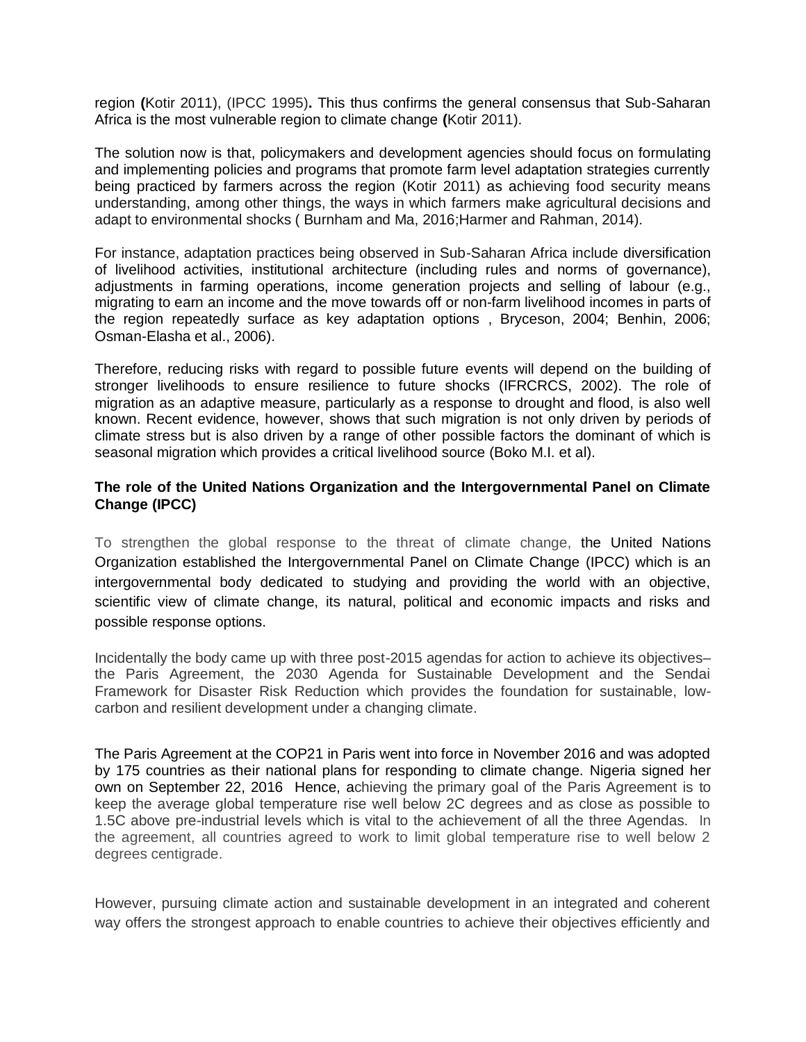region **(**Kotir 2011), (IPCC 1995)**.** This thus confirms the general consensus that Sub-Saharan Africa is the most vulnerable region to climate change **(**Kotir 2011).

The solution now is that, policymakers and development agencies should focus on formulating and implementing policies and programs that promote farm level adaptation strategies currently being practiced by farmers across the region (Kotir 2011) as achieving food security means understanding, among other things, the ways in which farmers make agricultural decisions and adapt to environmental shocks ( Burnham and Ma, 2016;Harmer and Rahman, 2014).

For instance, adaptation practices being observed in Sub-Saharan Africa include diversification of livelihood activities, institutional architecture (including rules and norms of governance), adjustments in farming operations, income generation projects and selling of labour (e.g., migrating to earn an income and the move towards off or non-farm livelihood incomes in parts of the region repeatedly surface as key adaptation options , Bryceson, 2004; Benhin, 2006; Osman-Elasha et al., 2006).

Therefore, reducing risks with regard to possible future events will depend on the building of stronger livelihoods to ensure resilience to future shocks (IFRCRCS, 2002). The role of migration as an adaptive measure, particularly as a response to drought and flood, is also well known. Recent evidence, however, shows that such migration is not only driven by periods of climate stress but is also driven by a range of other possible factors the dominant of which is seasonal migration which provides a critical livelihood source (Boko M.I. et al).

**The role of the United Nations Organization and the Intergovernmental Panel on Climate Change (IPCC)**

To strengthen the global response to the threat of climate change, the United Nations Organization established the Intergovernmental Panel on Climate Change (IPCC) which is an intergovernmental body dedicated to studying and providing the world with an objective, scientific view of climate change, its natural, political and economic impacts and risks and possible response options.

Incidentally the body came up with three post-2015 agendas for action to achieve its objectives– the Paris Agreement, the 2030 Agenda for Sustainable Development and the Sendai Framework for Disaster Risk Reduction which provides the foundation for sustainable, low-carbon and resilient development under a changing climate.

The Paris Agreement at the COP21 in Paris went into force in November 2016 and was adopted by 175 countries as their national plans for responding to climate change. Nigeria signed her own on September 22, 2016 Hence, achieving the primary goal of the Paris Agreement is to keep the average global temperature rise well below 2C degrees and as close as possible to 1.5C above pre-industrial levels which is vital to the achievement of all the three Agendas. In the agreement, all countries agreed to work to limit global temperature rise to well below 2 degrees centigrade.

However, pursuing climate action and sustainable development in an integrated and coherent way offers the strongest approach to enable countries to achieve their objectives efficiently and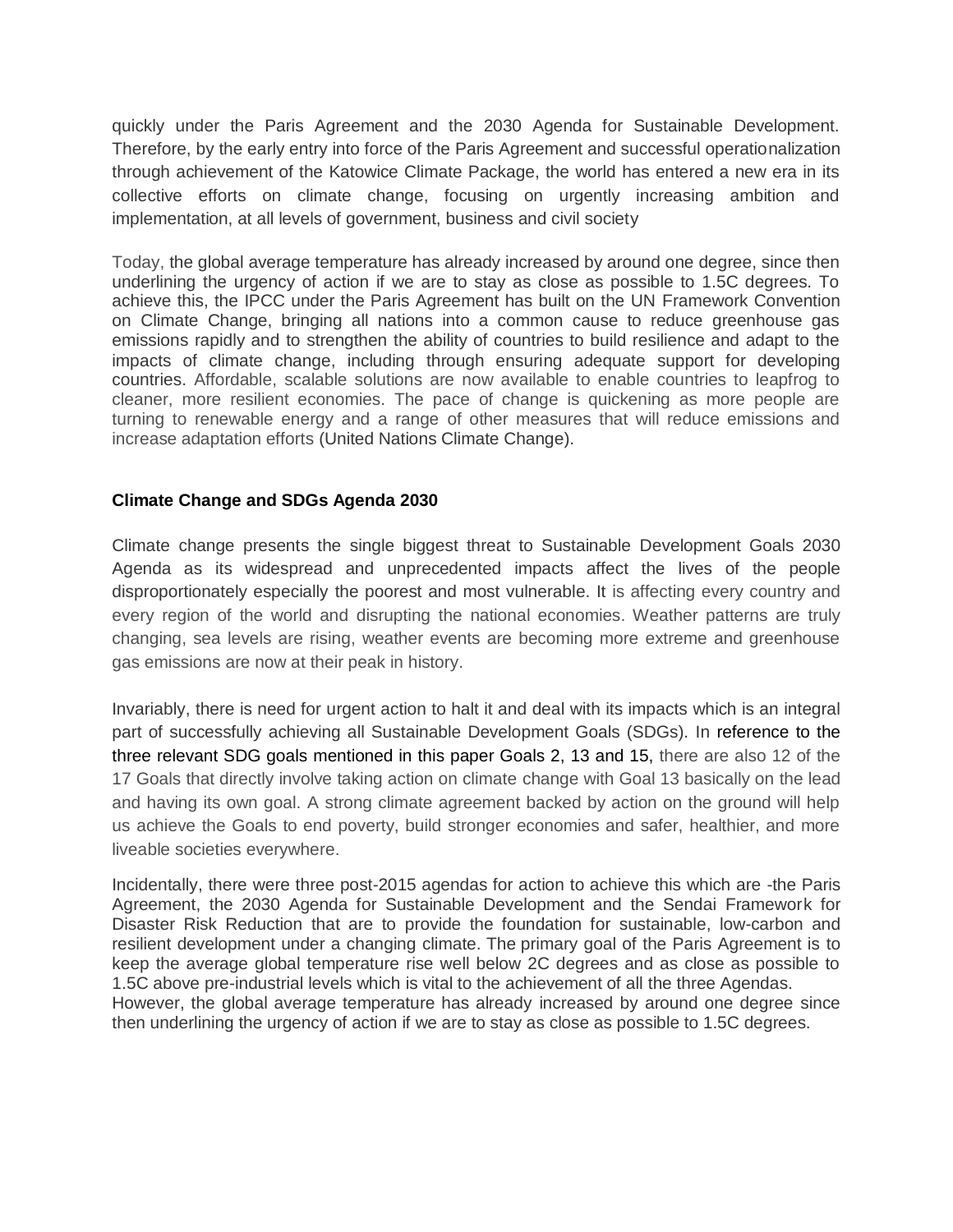quickly under the Paris Agreement and the 2030 Agenda for Sustainable Development. Therefore, by the early entry into force of the Paris Agreement and successful operationalization through achievement of the Katowice Climate Package, the world has entered a new era in its collective efforts on climate change, focusing on urgently increasing ambition and implementation, at all levels of government, business and civil society

Today, the global average temperature has already increased by around one degree, since then underlining the urgency of action if we are to stay as close as possible to 1.5C degrees. To achieve this, the IPCC under the Paris Agreement has built on the UN Framework Convention on Climate Change, bringing all nations into a common cause to reduce greenhouse gas emissions rapidly and to strengthen the ability of countries to build resilience and adapt to the impacts of climate change, including through ensuring adequate support for developing countries. Affordable, scalable solutions are now available to enable countries to leapfrog to cleaner, more resilient economies. The pace of change is quickening as more people are turning to renewable energy and a range of other measures that will reduce emissions and increase adaptation efforts (United Nations Climate Change).

**Climate Change and SDGs Agenda 2030**

Climate change presents the single biggest threat to Sustainable Development Goals 2030 Agenda as its widespread and unprecedented impacts affect the lives of the people disproportionately especially the poorest and most vulnerable. It is affecting every country and every region of the world and disrupting the national economies. Weather patterns are truly changing, sea levels are rising, weather events are becoming more extreme and greenhouse gas emissions are now at their peak in history.

Invariably, there is need for urgent action to halt it and deal with its impacts which is an integral part of successfully achieving all Sustainable Development Goals (SDGs). In reference to the three relevant SDG goals mentioned in this paper Goals 2, 13 and 15, there are also 12 of the 17 Goals that directly involve taking action on climate change with Goal 13 basically on the lead and having its own goal. A strong climate agreement backed by action on the ground will help us achieve the Goals to end poverty, build stronger economies and safer, healthier, and more liveable societies everywhere.

Incidentally, there were three post-2015 agendas for action to achieve this which are -the Paris Agreement, the 2030 Agenda for Sustainable Development and the Sendai Framework for Disaster Risk Reduction that are to provide the foundation for sustainable, low-carbon and resilient development under a changing climate. The primary goal of the Paris Agreement is to keep the average global temperature rise well below 2C degrees and as close as possible to 1.5C above pre-industrial levels which is vital to the achievement of all the three Agendas.
However, the global average temperature has already increased by around one degree since then underlining the urgency of action if we are to stay as close as possible to 1.5C degrees.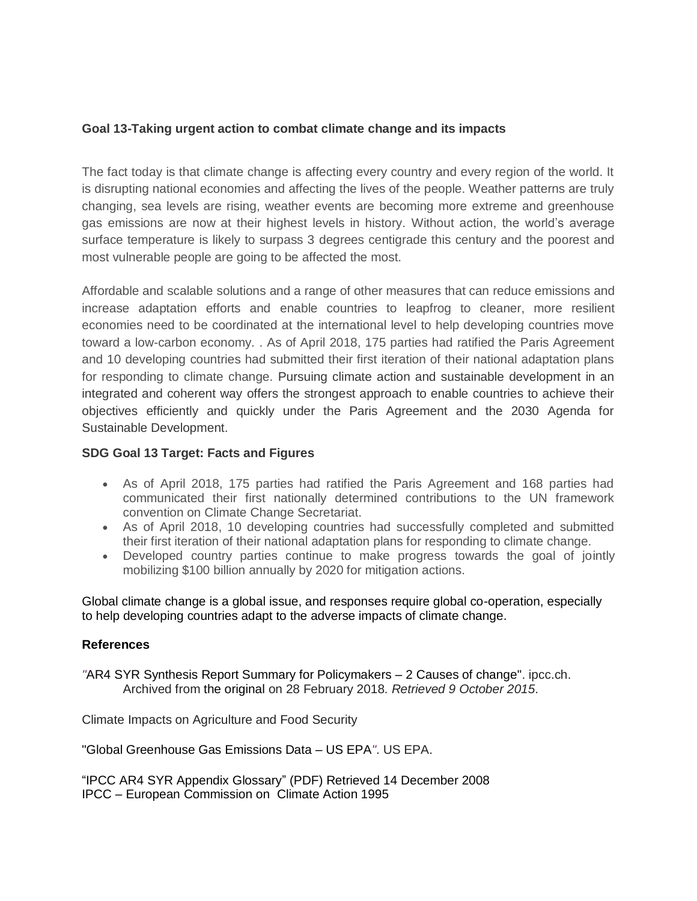**Goal 13-Taking urgent action to combat climate change and its impacts**

The fact today is that climate change is affecting every country and every region of the world. It is disrupting national economies and affecting the lives of the people. Weather patterns are truly changing, sea levels are rising, weather events are becoming more extreme and greenhouse gas emissions are now at their highest levels in history. Without action, the world's average surface temperature is likely to surpass 3 degrees centigrade this century and the poorest and most vulnerable people are going to be affected the most.

Affordable and scalable solutions and a range of other measures that can reduce emissions and increase adaptation efforts and enable countries to leapfrog to cleaner, more resilient economies need to be coordinated at the international level to help developing countries move toward a low-carbon economy. . As of April 2018, 175 parties had ratified the Paris Agreement and 10 developing countries had submitted their first iteration of their national adaptation plans for responding to climate change. Pursuing climate action and sustainable development in an integrated and coherent way offers the strongest approach to enable countries to achieve their objectives efficiently and quickly under the Paris Agreement and the 2030 Agenda for Sustainable Development.

**SDG Goal 13 Target: Facts and Figures**

- As of April 2018, 175 parties had ratified the Paris Agreement and 168 parties had communicated their first nationally determined contributions to the UN framework convention on Climate Change Secretariat.
- As of April 2018, 10 developing countries had successfully completed and submitted their first iteration of their national adaptation plans for responding to climate change.
- Developed country parties continue to make progress towards the goal of jointly mobilizing $100 billion annually by 2020 for mitigation actions.

Global climate change is a global issue, and responses require global co-operation, especially to help developing countries adapt to the adverse impacts of climate change.

**References**

*"*AR4 SYR Synthesis Report Summary for Policymakers – 2 Causes of change". ipcc.ch. Archived from the original on 28 February 2018*. Retrieved 9 October 2015*.

Climate Impacts on Agriculture and Food Security

"Global Greenhouse Gas Emissions Data – US EPA*"*. US EPA.

"IPCC AR4 SYR Appendix Glossary" (PDF) Retrieved 14 December 2008
IPCC – European Commission on Climate Action 1995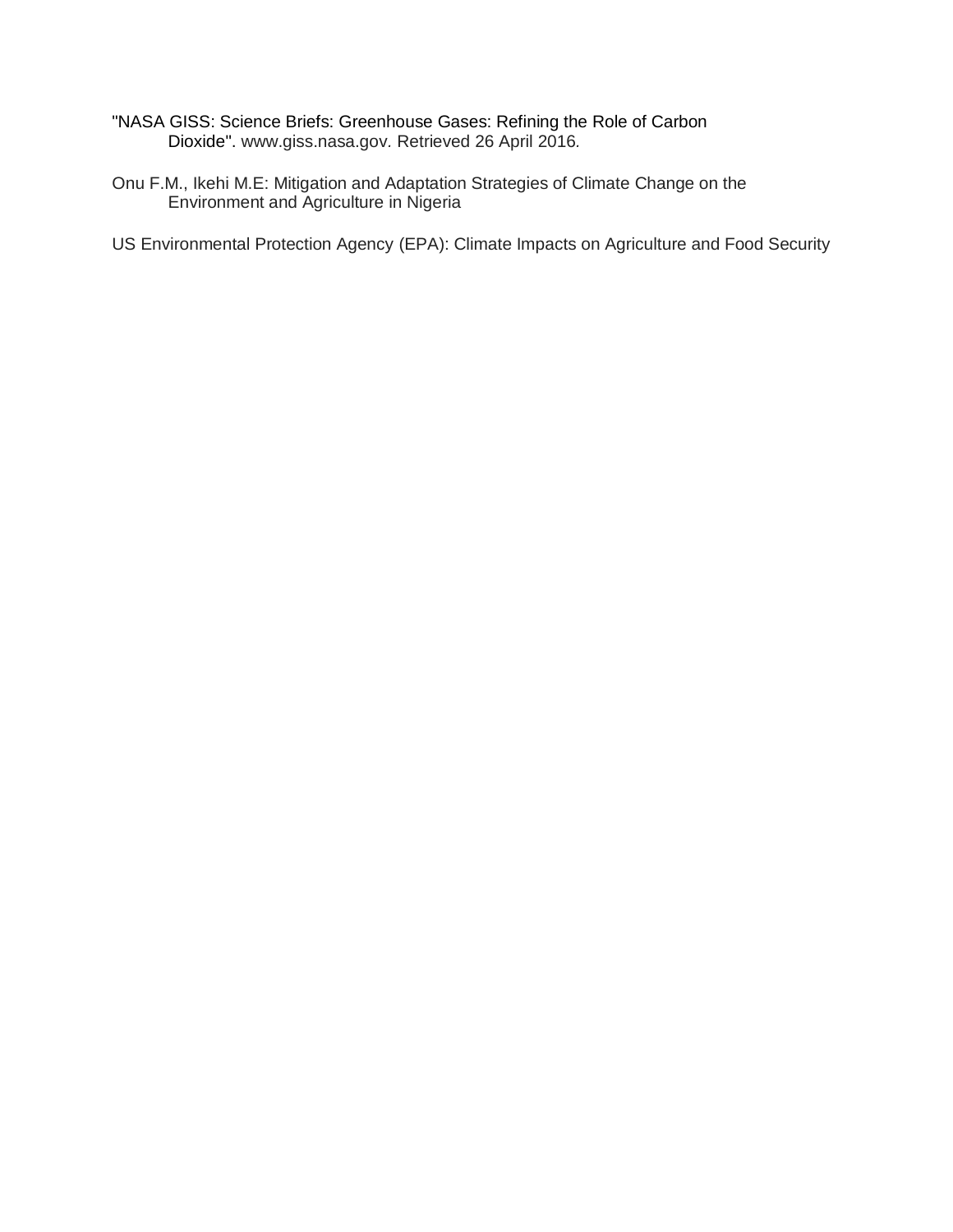"NASA GISS: Science Briefs: Greenhouse Gases: Refining the Role of Carbon Dioxide". www.giss.nasa.gov. Retrieved 26 April 2016.

Onu F.M., Ikehi M.E: Mitigation and Adaptation Strategies of Climate Change on the Environment and Agriculture in Nigeria

US Environmental Protection Agency (EPA): Climate Impacts on Agriculture and Food Security